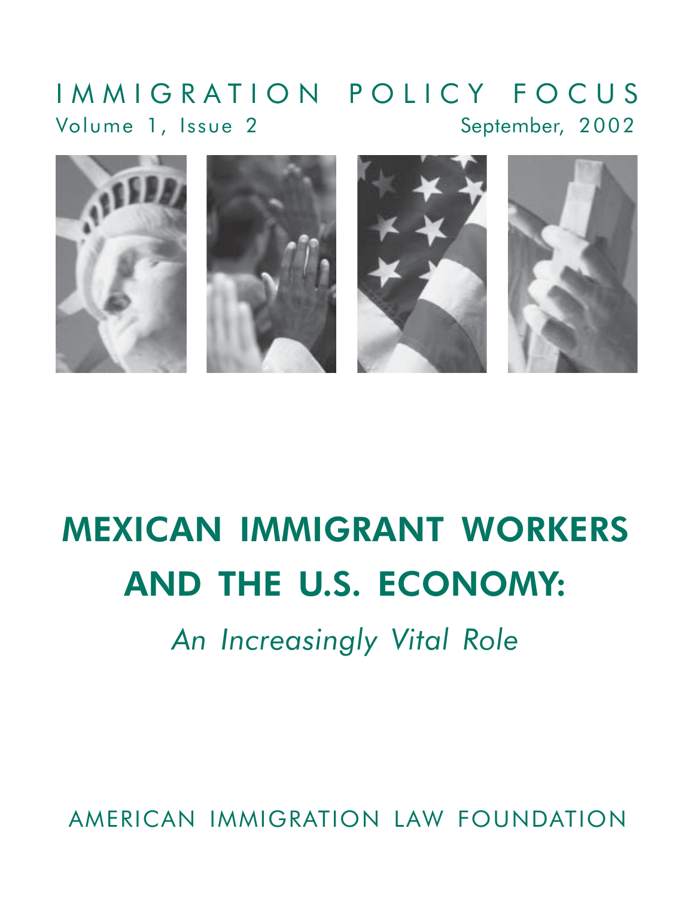IMMIGRATION POLICY FOCUS

Volume 1, Issue 2 — September, 2002

# MEXICAN IMMIGRANT WORKERS AND THE U.S. ECONOMY:

## *An Increasingly Vital Role*

AMERICAN IMMIGRATION LAW FOUNDATION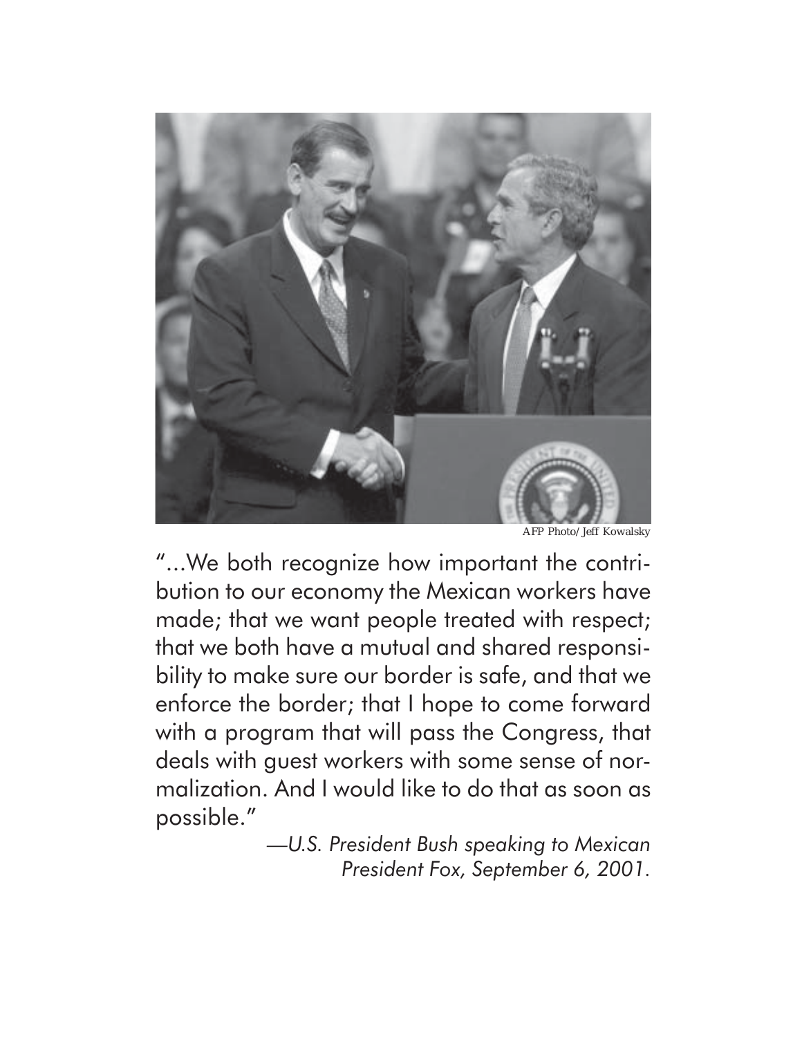AFP Photo/Jeff Kowalsky

"...We both recognize how important the contribution to our economy the Mexican workers have made; that we want people treated with respect; that we both have a mutual and shared responsibility to make sure our border is safe, and that we enforce the border; that I hope to come forward with a program that will pass the Congress, that deals with guest workers with some sense of normalization. And I would like to do that as soon as possible."

*—U.S. President Bush speaking to Mexican President Fox, September 6, 2001.*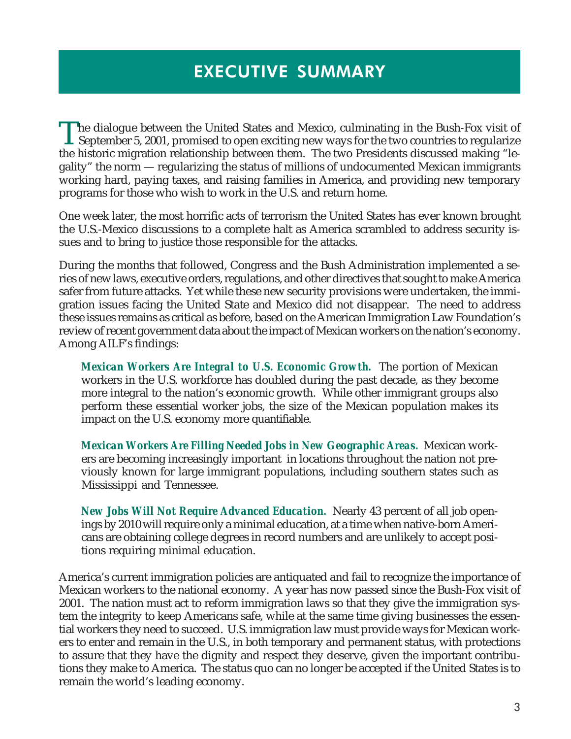# EXECUTIVE SUMMARY

The dialogue between the United States and Mexico, culminating in the Bush-Fox visit of September 5, 2001, promised to open exciting new ways for the two countries to regularize the historic migration relationship between them. The two Presidents discussed making "legality" the norm — regularizing the status of millions of undocumented Mexican immigrants working hard, paying taxes, and raising families in America, and providing new temporary programs for those who wish to work in the U.S. and return home.

One week later, the most horrific acts of terrorism the United States has ever known brought the U.S.-Mexico discussions to a complete halt as America scrambled to address security issues and to bring to justice those responsible for the attacks.

During the months that followed, Congress and the Bush Administration implemented a series of new laws, executive orders, regulations, and other directives that sought to make America safer from future attacks. Yet while these new security provisions were undertaken, the immigration issues facing the United State and Mexico did not disappear. The need to address these issues remains as critical as before, based on the American Immigration Law Foundation's review of recent government data about the impact of Mexican workers on the nation's economy. Among AILF's findings:

> ***Mexican Workers Are Integral to U.S. Economic Growth.*** The portion of Mexican workers in the U.S. workforce has doubled during the past decade, as they become more integral to the nation's economic growth. While other immigrant groups also perform these essential worker jobs, the size of the Mexican population makes its impact on the U.S. economy more quantifiable.
>
> ***Mexican Workers Are Filling Needed Jobs in New Geographic Areas.*** Mexican workers are becoming increasingly important in locations throughout the nation not previously known for large immigrant populations, including southern states such as Mississippi and Tennessee.
>
> ***New Jobs Will Not Require Advanced Education.*** Nearly 43 percent of all job openings by 2010 will require only a minimal education, at a time when native-born Americans are obtaining college degrees in record numbers and are unlikely to accept positions requiring minimal education.

America's current immigration policies are antiquated and fail to recognize the importance of Mexican workers to the national economy. A year has now passed since the Bush-Fox visit of 2001. The nation must act to reform immigration laws so that they give the immigration system the integrity to keep Americans safe, while at the same time giving businesses the essential workers they need to succeed. U.S. immigration law must provide ways for Mexican workers to enter and remain in the U.S., in both temporary and permanent status, with protections to assure that they have the dignity and respect they deserve, given the important contributions they make to America. The status quo can no longer be accepted if the United States is to remain the world's leading economy.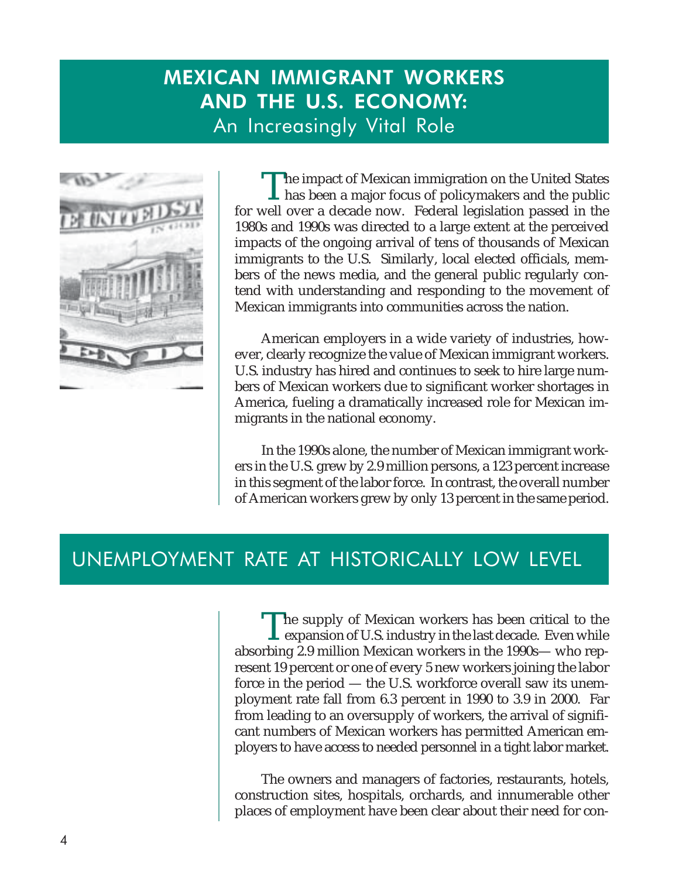# MEXICAN IMMIGRANT WORKERS AND THE U.S. ECONOMY:

## An Increasingly Vital Role

The impact of Mexican immigration on the United States has been a major focus of policymakers and the public for well over a decade now. Federal legislation passed in the 1980s and 1990s was directed to a large extent at the perceived impacts of the ongoing arrival of tens of thousands of Mexican immigrants to the U.S. Similarly, local elected officials, members of the news media, and the general public regularly contend with understanding and responding to the movement of Mexican immigrants into communities across the nation.

American employers in a wide variety of industries, however, clearly recognize the value of Mexican immigrant workers. U.S. industry has hired and continues to seek to hire large numbers of Mexican workers due to significant worker shortages in America, fueling a dramatically increased role for Mexican immigrants in the national economy.

In the 1990s alone, the number of Mexican immigrant workers in the U.S. grew by 2.9 million persons, a 123 percent increase in this segment of the labor force. In contrast, the overall number of American workers grew by only 13 percent in the same period.

## UNEMPLOYMENT RATE AT HISTORICALLY LOW LEVEL

The supply of Mexican workers has been critical to the expansion of U.S. industry in the last decade. Even while absorbing 2.9 million Mexican workers in the 1990s— who represent 19 percent or one of every 5 new workers joining the labor force in the period — the U.S. workforce overall saw its unemployment rate fall from 6.3 percent in 1990 to 3.9 in 2000. Far from leading to an oversupply of workers, the arrival of significant numbers of Mexican workers has permitted American employers to have access to needed personnel in a tight labor market.

The owners and managers of factories, restaurants, hotels, construction sites, hospitals, orchards, and innumerable other places of employment have been clear about their need for con-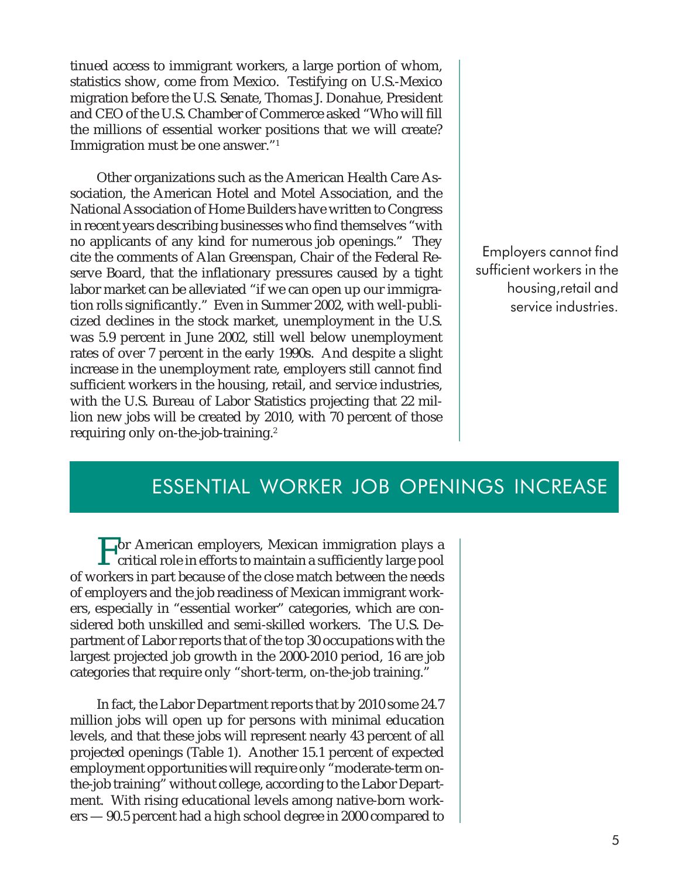tinued access to immigrant workers, a large portion of whom, statistics show, come from Mexico. Testifying on U.S.-Mexico migration before the U.S. Senate, Thomas J. Donahue, President and CEO of the U.S. Chamber of Commerce asked "Who will fill the millions of essential worker positions that we will create? Immigration must be one answer."[1]

Other organizations such as the American Health Care Association, the American Hotel and Motel Association, and the National Association of Home Builders have written to Congress in recent years describing businesses who find themselves "with no applicants of any kind for numerous job openings." They cite the comments of Alan Greenspan, Chair of the Federal Reserve Board, that the inflationary pressures caused by a tight labor market can be alleviated "if we can open up our immigration rolls significantly." Even in Summer 2002, with well-publicized declines in the stock market, unemployment in the U.S. was 5.9 percent in June 2002, still well below unemployment rates of over 7 percent in the early 1990s. And despite a slight increase in the unemployment rate, employers still cannot find sufficient workers in the housing, retail, and service industries, with the U.S. Bureau of Labor Statistics projecting that 22 million new jobs will be created by 2010, with 70 percent of those requiring only on-the-job-training.[2]

Employers cannot find sufficient workers in the housing, retail and service industries.

## ESSENTIAL WORKER JOB OPENINGS INCREASE

For American employers, Mexican immigration plays a critical role in efforts to maintain a sufficiently large pool of workers in part because of the close match between the needs of employers and the job readiness of Mexican immigrant workers, especially in "essential worker" categories, which are considered both unskilled and semi-skilled workers. The U.S. Department of Labor reports that of the top 30 occupations with the largest projected job growth in the 2000-2010 period, 16 are job categories that require only "short-term, on-the-job training."

In fact, the Labor Department reports that by 2010 some 24.7 million jobs will open up for persons with minimal education levels, and that these jobs will represent nearly 43 percent of all projected openings (Table 1). Another 15.1 percent of expected employment opportunities will require only "moderate-term on-the-job training" without college, according to the Labor Department. With rising educational levels among native-born workers — 90.5 percent had a high school degree in 2000 compared to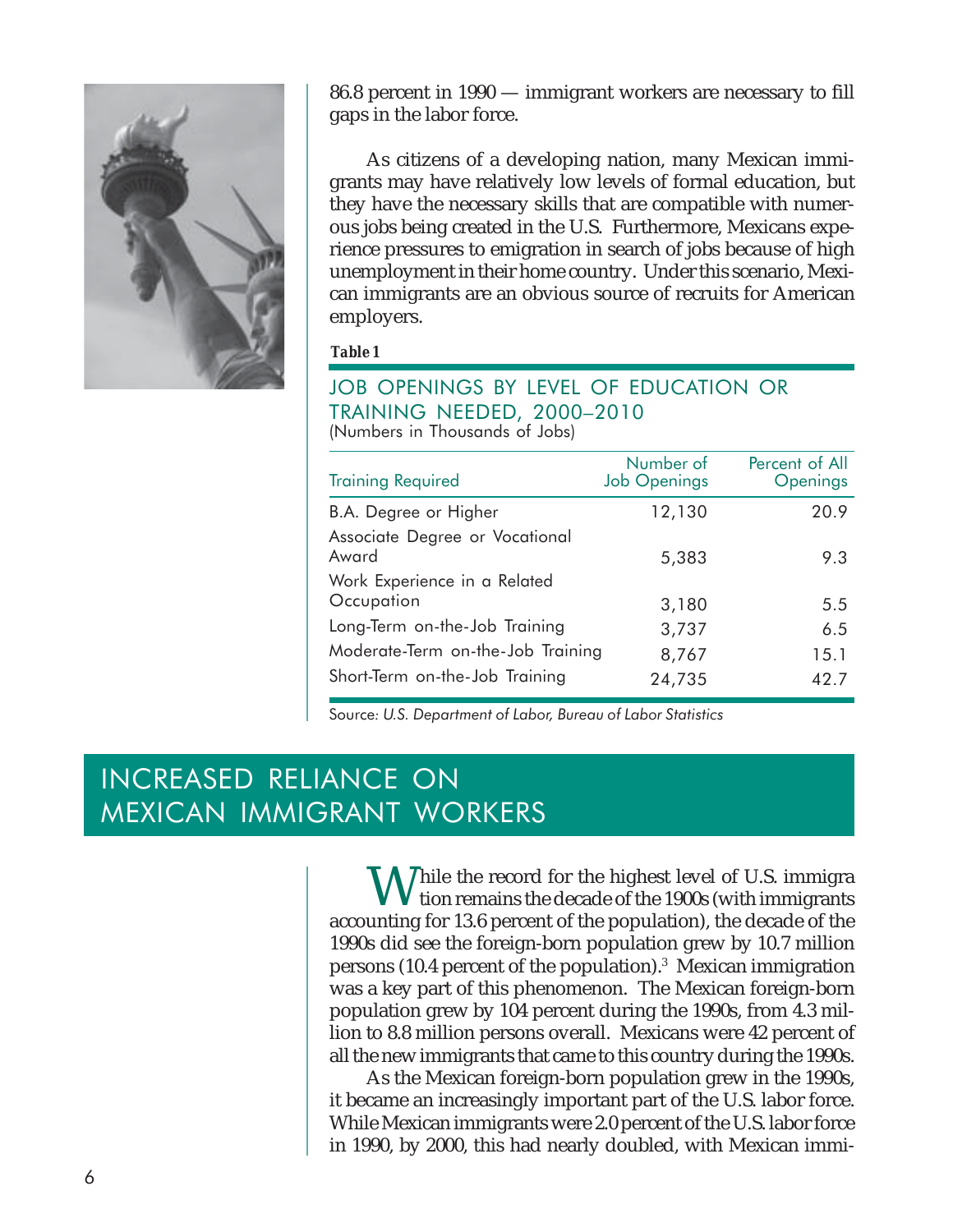86.8 percent in 1990 — immigrant workers are necessary to fill gaps in the labor force.

As citizens of a developing nation, many Mexican immigrants may have relatively low levels of formal education, but they have the necessary skills that are compatible with numerous jobs being created in the U.S. Furthermore, Mexicans experience pressures to emigration in search of jobs because of high unemployment in their home country. Under this scenario, Mexican immigrants are an obvious source of recruits for American employers.

***Table 1***

**JOB OPENINGS BY LEVEL OF EDUCATION OR TRAINING NEEDED, 2000–2010**
(Numbers in Thousands of Jobs)

| Training Required | Number of Job Openings | Percent of All Openings |
|---|---|---|
| B.A. Degree or Higher | 12,130 | 20.9 |
| Associate Degree or Vocational Award | 5,383 | 9.3 |
| Work Experience in a Related Occupation | 3,180 | 5.5 |
| Long-Term on-the-Job Training | 3,737 | 6.5 |
| Moderate-Term on-the-Job Training | 8,767 | 15.1 |
| Short-Term on-the-Job Training | 24,735 | 42.7 |

Source: *U.S. Department of Labor, Bureau of Labor Statistics*

## INCREASED RELIANCE ON MEXICAN IMMIGRANT WORKERS

While the record for the highest level of U.S. immigration remains the decade of the 1900s (with immigrants accounting for 13.6 percent of the population), the decade of the 1990s did see the foreign-born population grew by 10.7 million persons (10.4 percent of the population).[3] Mexican immigration was a key part of this phenomenon. The Mexican foreign-born population grew by 104 percent during the 1990s, from 4.3 million to 8.8 million persons overall. Mexicans were 42 percent of all the new immigrants that came to this country during the 1990s.

As the Mexican foreign-born population grew in the 1990s, it became an increasingly important part of the U.S. labor force. While Mexican immigrants were 2.0 percent of the U.S. labor force in 1990, by 2000, this had nearly doubled, with Mexican immi-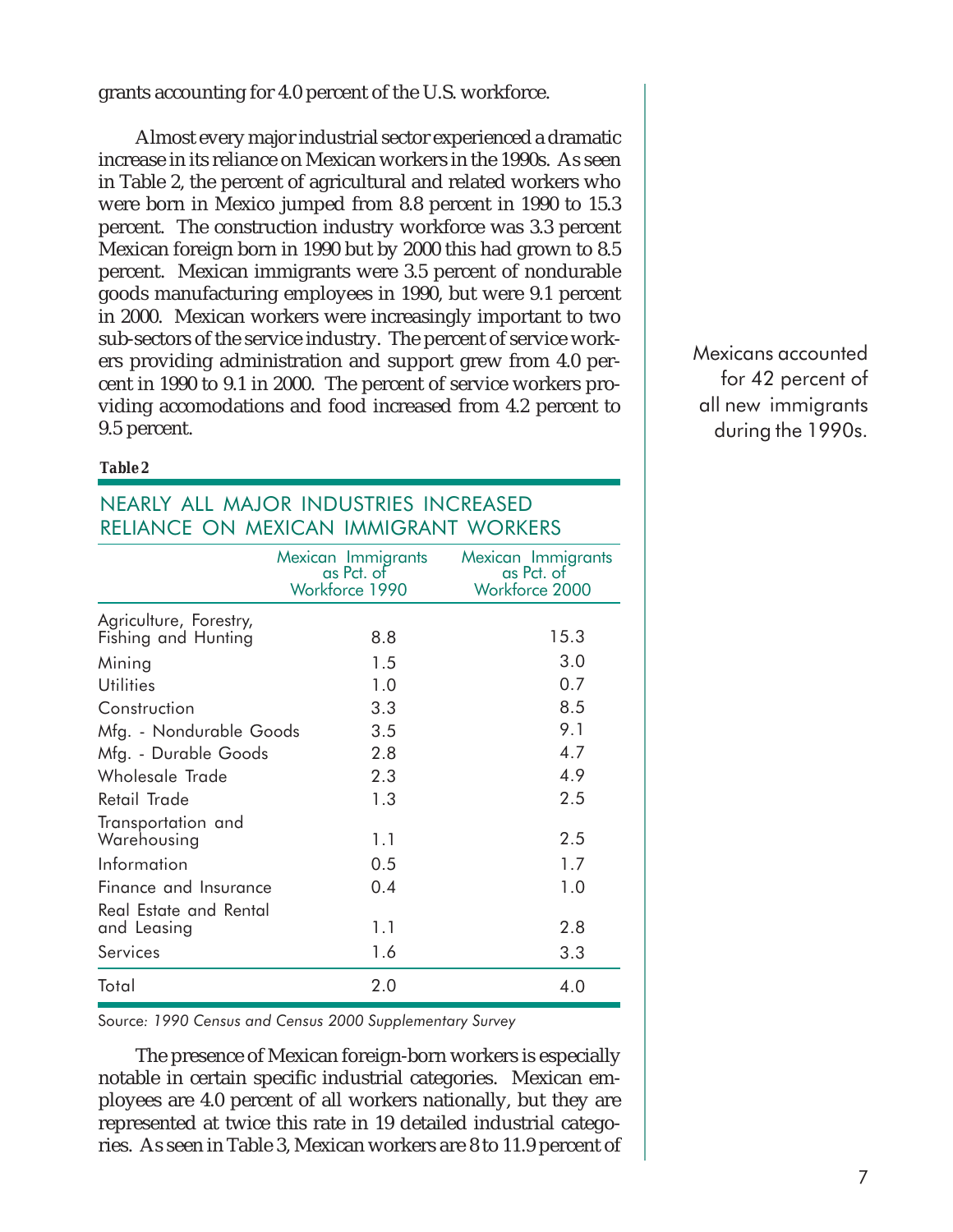grants accounting for 4.0 percent of the U.S. workforce.

Almost every major industrial sector experienced a dramatic increase in its reliance on Mexican workers in the 1990s. As seen in Table 2, the percent of agricultural and related workers who were born in Mexico jumped from 8.8 percent in 1990 to 15.3 percent. The construction industry workforce was 3.3 percent Mexican foreign born in 1990 but by 2000 this had grown to 8.5 percent. Mexican immigrants were 3.5 percent of nondurable goods manufacturing employees in 1990, but were 9.1 percent in 2000. Mexican workers were increasingly important to two sub-sectors of the service industry. The percent of service workers providing administration and support grew from 4.0 percent in 1990 to 9.1 in 2000. The percent of service workers providing accomodations and food increased from 4.2 percent to 9.5 percent.

Mexicans accounted for 42 percent of all new immigrants during the 1990s.

**Table 2**

NEARLY ALL MAJOR INDUSTRIES INCREASED RELIANCE ON MEXICAN IMMIGRANT WORKERS

| | Mexican Immigrants as Pct. of Workforce 1990 | Mexican Immigrants as Pct. of Workforce 2000 |
|---|---|---|
| Agriculture, Forestry, Fishing and Hunting | 8.8 | 15.3 |
| Mining | 1.5 | 3.0 |
| Utilities | 1.0 | 0.7 |
| Construction | 3.3 | 8.5 |
| Mfg. - Nondurable Goods | 3.5 | 9.1 |
| Mfg. - Durable Goods | 2.8 | 4.7 |
| Wholesale Trade | 2.3 | 4.9 |
| Retail Trade | 1.3 | 2.5 |
| Transportation and Warehousing | 1.1 | 2.5 |
| Information | 0.5 | 1.7 |
| Finance and Insurance | 0.4 | 1.0 |
| Real Estate and Rental and Leasing | 1.1 | 2.8 |
| Services | 1.6 | 3.3 |
| Total | 2.0 | 4.0 |

Source: *1990 Census and Census 2000 Supplementary Survey*

The presence of Mexican foreign-born workers is especially notable in certain specific industrial categories. Mexican employees are 4.0 percent of all workers nationally, but they are represented at twice this rate in 19 detailed industrial categories. As seen in Table 3, Mexican workers are 8 to 11.9 percent of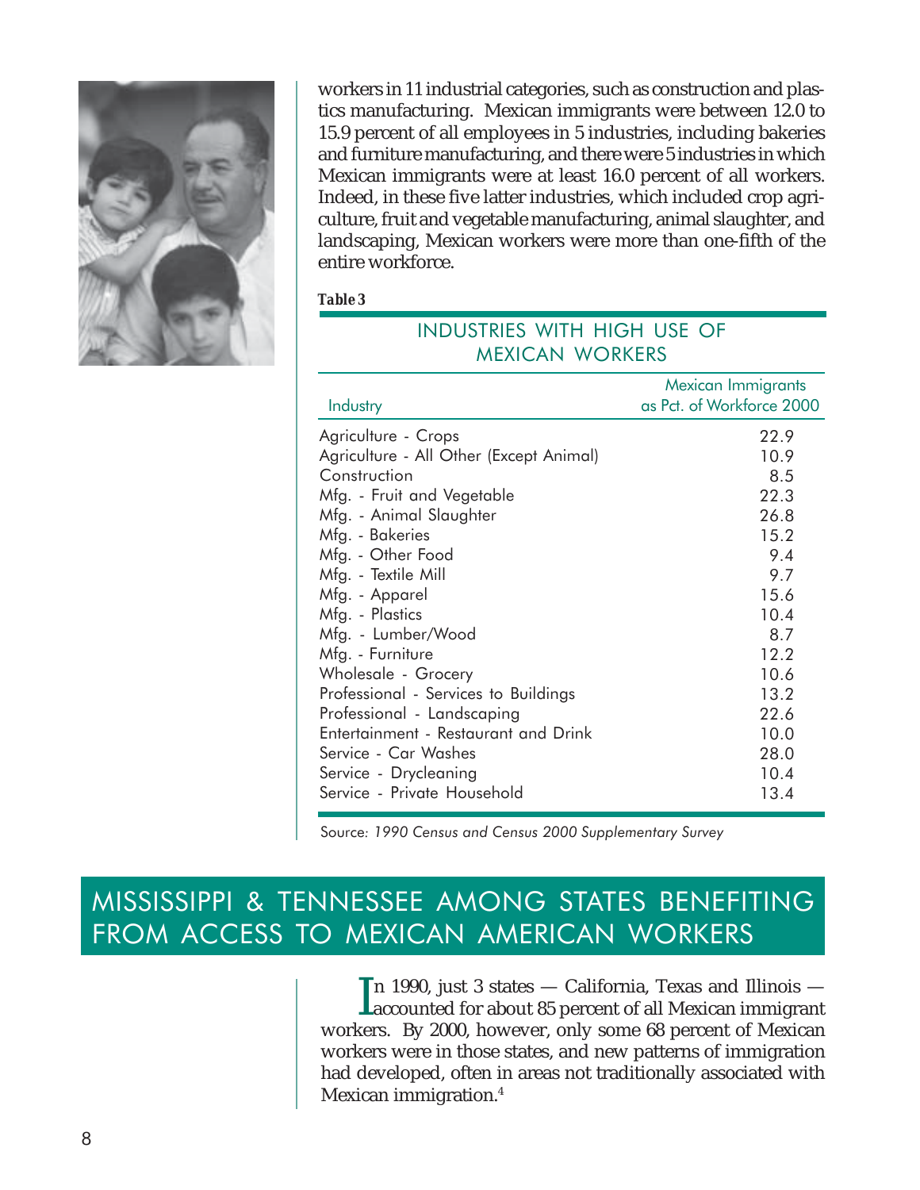workers in 11 industrial categories, such as construction and plastics manufacturing. Mexican immigrants were between 12.0 to 15.9 percent of all employees in 5 industries, including bakeries and furniture manufacturing, and there were 5 industries in which Mexican immigrants were at least 16.0 percent of all workers. Indeed, in these five latter industries, which included crop agriculture, fruit and vegetable manufacturing, animal slaughter, and landscaping, Mexican workers were more than one-fifth of the entire workforce.

***Table 3***

## INDUSTRIES WITH HIGH USE OF MEXICAN WORKERS

| Industry | Mexican Immigrants as Pct. of Workforce 2000 |
|---|---|
| Agriculture - Crops | 22.9 |
| Agriculture - All Other (Except Animal) | 10.9 |
| Construction | 8.5 |
| Mfg. - Fruit and Vegetable | 22.3 |
| Mfg. - Animal Slaughter | 26.8 |
| Mfg. - Bakeries | 15.2 |
| Mfg. - Other Food | 9.4 |
| Mfg. - Textile Mill | 9.7 |
| Mfg. - Apparel | 15.6 |
| Mfg. - Plastics | 10.4 |
| Mfg. - Lumber/Wood | 8.7 |
| Mfg. - Furniture | 12.2 |
| Wholesale - Grocery | 10.6 |
| Professional - Services to Buildings | 13.2 |
| Professional - Landscaping | 22.6 |
| Entertainment - Restaurant and Drink | 10.0 |
| Service - Car Washes | 28.0 |
| Service - Drycleaning | 10.4 |
| Service - Private Household | 13.4 |

Source: *1990 Census and Census 2000 Supplementary Survey*

# MISSISSIPPI & TENNESSEE AMONG STATES BENEFITING FROM ACCESS TO MEXICAN AMERICAN WORKERS

In 1990, just 3 states — California, Texas and Illinois — accounted for about 85 percent of all Mexican immigrant workers. By 2000, however, only some 68 percent of Mexican workers were in those states, and new patterns of immigration had developed, often in areas not traditionally associated with Mexican immigration.[4]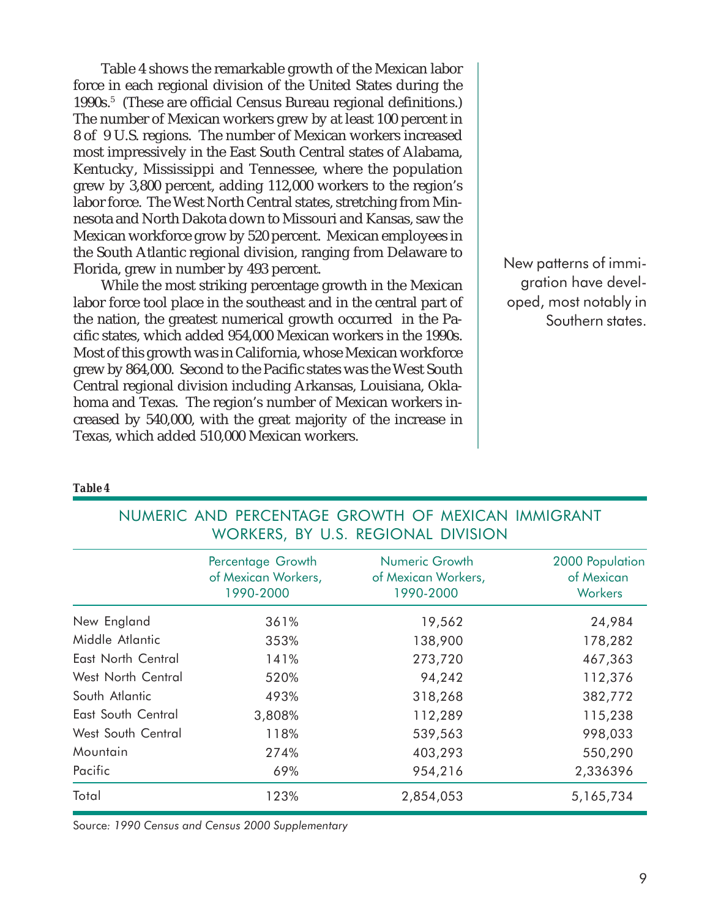Table 4 shows the remarkable growth of the Mexican labor force in each regional division of the United States during the 1990s.[5] (These are official Census Bureau regional definitions.) The number of Mexican workers grew by at least 100 percent in 8 of 9 U.S. regions. The number of Mexican workers increased most impressively in the East South Central states of Alabama, Kentucky, Mississippi and Tennessee, where the population grew by 3,800 percent, adding 112,000 workers to the region's labor force. The West North Central states, stretching from Minnesota and North Dakota down to Missouri and Kansas, saw the Mexican workforce grow by 520 percent. Mexican employees in the South Atlantic regional division, ranging from Delaware to Florida, grew in number by 493 percent.

While the most striking percentage growth in the Mexican labor force tool place in the southeast and in the central part of the nation, the greatest numerical growth occurred in the Pacific states, which added 954,000 Mexican workers in the 1990s. Most of this growth was in California, whose Mexican workforce grew by 864,000. Second to the Pacific states was the West South Central regional division including Arkansas, Louisiana, Oklahoma and Texas. The region's number of Mexican workers increased by 540,000, with the great majority of the increase in Texas, which added 510,000 Mexican workers.

New patterns of immigration have developed, most notably in Southern states.

**Table 4**

NUMERIC AND PERCENTAGE GROWTH OF MEXICAN IMMIGRANT WORKERS, BY U.S. REGIONAL DIVISION

| | Percentage Growth of Mexican Workers, 1990-2000 | Numeric Growth of Mexican Workers, 1990-2000 | 2000 Population of Mexican Workers |
|---|---|---|---|
| New England | 361% | 19,562 | 24,984 |
| Middle Atlantic | 353% | 138,900 | 178,282 |
| East North Central | 141% | 273,720 | 467,363 |
| West North Central | 520% | 94,242 | 112,376 |
| South Atlantic | 493% | 318,268 | 382,772 |
| East South Central | 3,808% | 112,289 | 115,238 |
| West South Central | 118% | 539,563 | 998,033 |
| Mountain | 274% | 403,293 | 550,290 |
| Pacific | 69% | 954,216 | 2,336396 |
| Total | 123% | 2,854,053 | 5,165,734 |

Source: *1990 Census and Census 2000 Supplementary*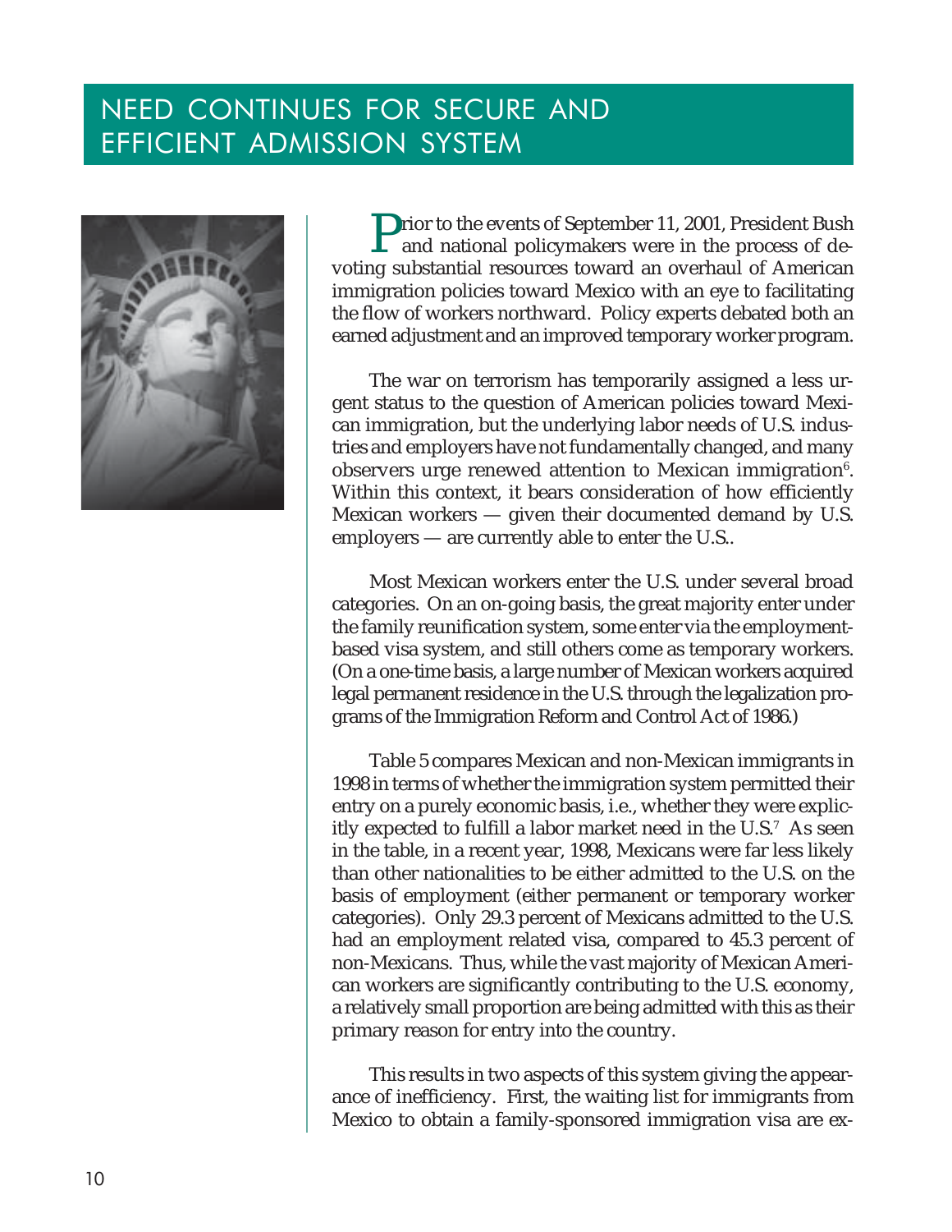# NEED CONTINUES FOR SECURE AND EFFICIENT ADMISSION SYSTEM

Prior to the events of September 11, 2001, President Bush and national policymakers were in the process of devoting substantial resources toward an overhaul of American immigration policies toward Mexico with an eye to facilitating the flow of workers northward. Policy experts debated both an earned adjustment and an improved temporary worker program.

The war on terrorism has temporarily assigned a less urgent status to the question of American policies toward Mexican immigration, but the underlying labor needs of U.S. industries and employers have not fundamentally changed, and many observers urge renewed attention to Mexican immigration[6]. Within this context, it bears consideration of how efficiently Mexican workers — given their documented demand by U.S. employers — are currently able to enter the U.S..

Most Mexican workers enter the U.S. under several broad categories. On an on-going basis, the great majority enter under the family reunification system, some enter via the employment-based visa system, and still others come as temporary workers. (On a one-time basis, a large number of Mexican workers acquired legal permanent residence in the U.S. through the legalization programs of the Immigration Reform and Control Act of 1986.)

Table 5 compares Mexican and non-Mexican immigrants in 1998 in terms of whether the immigration system permitted their entry on a purely economic basis, i.e., whether they were explicitly expected to fulfill a labor market need in the U.S.[7] As seen in the table, in a recent year, 1998, Mexicans were far less likely than other nationalities to be either admitted to the U.S. on the basis of employment (either permanent or temporary worker categories). Only 29.3 percent of Mexicans admitted to the U.S. had an employment related visa, compared to 45.3 percent of non-Mexicans. Thus, while the vast majority of Mexican American workers are significantly contributing to the U.S. economy, a relatively small proportion are being admitted with this as their primary reason for entry into the country.

This results in two aspects of this system giving the appearance of inefficiency. First, the waiting list for immigrants from Mexico to obtain a family-sponsored immigration visa are ex-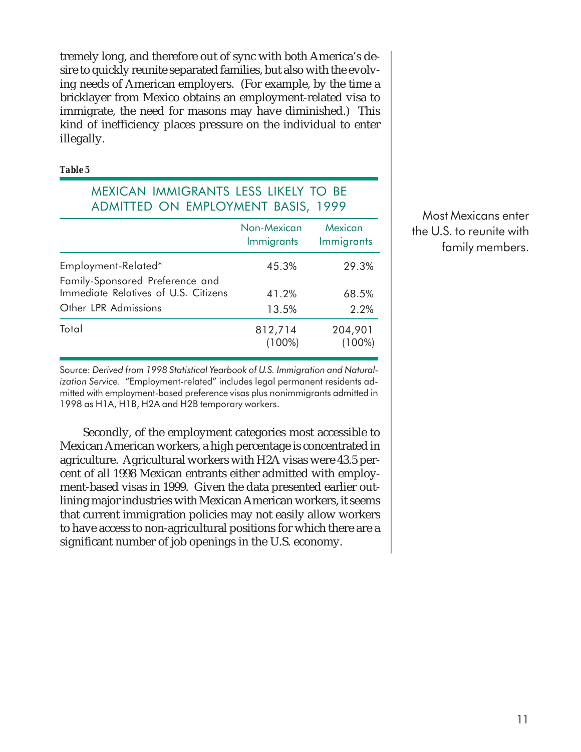tremely long, and therefore out of sync with both America's desire to quickly reunite separated families, but also with the evolving needs of American employers. (For example, by the time a bricklayer from Mexico obtains an employment-related visa to immigrate, the need for masons may have diminished.) This kind of inefficiency places pressure on the individual to enter illegally.

**Table 5**

### MEXICAN IMMIGRANTS LESS LIKELY TO BE ADMITTED ON EMPLOYMENT BASIS, 1999

| | Non-Mexican Immigrants | Mexican Immigrants |
|---|---|---|
| Employment-Related* | 45.3% | 29.3% |
| Family-Sponsored Preference and Immediate Relatives of U.S. Citizens | 41.2% | 68.5% |
| Other LPR Admissions | 13.5% | 2.2% |
| Total | 812,714 (100%) | 204,901 (100%) |

Source: *Derived from 1998 Statistical Yearbook of U.S. Immigration and Naturalization Service.* "Employment-related" includes legal permanent residents admitted with employment-based preference visas plus nonimmigrants admitted in 1998 as H1A, H1B, H2A and H2B temporary workers.

Most Mexicans enter the U.S. to reunite with family members.

Secondly, of the employment categories most accessible to Mexican American workers, a high percentage is concentrated in agriculture. Agricultural workers with H2A visas were 43.5 percent of all 1998 Mexican entrants either admitted with employment-based visas in 1999. Given the data presented earlier outlining major industries with Mexican American workers, it seems that current immigration policies may not easily allow workers to have access to non-agricultural positions for which there are a significant number of job openings in the U.S. economy.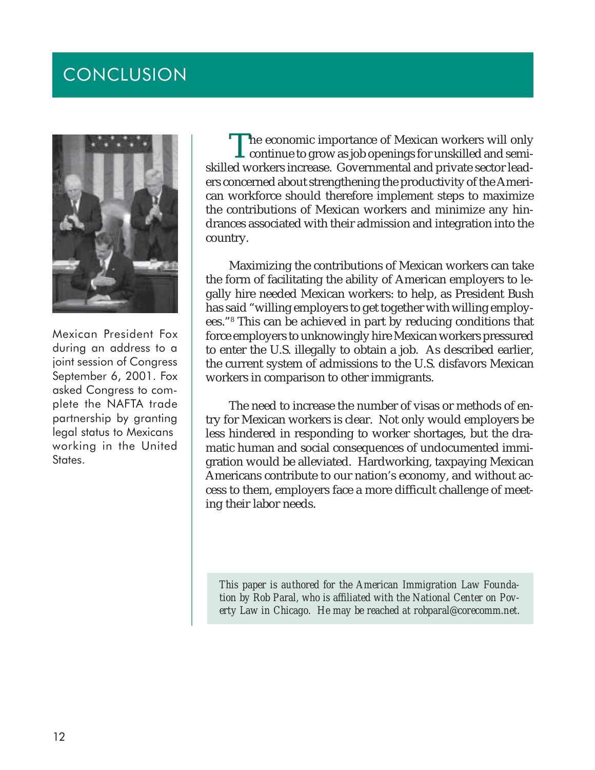# CONCLUSION

Mexican President Fox during an address to a joint session of Congress September 6, 2001. Fox asked Congress to complete the NAFTA trade partnership by granting legal status to Mexicans working in the United States.

The economic importance of Mexican workers will only continue to grow as job openings for unskilled and semi-skilled workers increase. Governmental and private sector leaders concerned about strengthening the productivity of the American workforce should therefore implement steps to maximize the contributions of Mexican workers and minimize any hindrances associated with their admission and integration into the country.

Maximizing the contributions of Mexican workers can take the form of facilitating the ability of American employers to legally hire needed Mexican workers: to help, as President Bush has said "willing employers to get together with willing employees."[8] This can be achieved in part by reducing conditions that force employers to unknowingly hire Mexican workers pressured to enter the U.S. illegally to obtain a job. As described earlier, the current system of admissions to the U.S. disfavors Mexican workers in comparison to other immigrants.

The need to increase the number of visas or methods of entry for Mexican workers is clear. Not only would employers be less hindered in responding to worker shortages, but the dramatic human and social consequences of undocumented immigration would be alleviated. Hardworking, taxpaying Mexican Americans contribute to our nation's economy, and without access to them, employers face a more difficult challenge of meeting their labor needs.

*This paper is authored for the American Immigration Law Foundation by Rob Paral, who is affiliated with the National Center on Poverty Law in Chicago. He may be reached at robparal@corecomm.net.*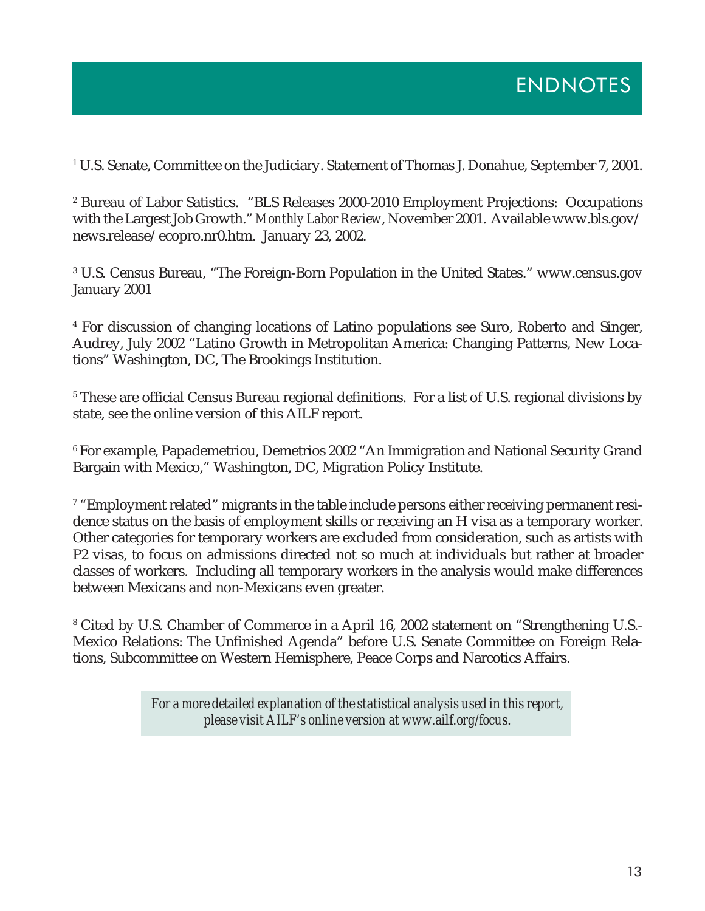# ENDNOTES

[1] U.S. Senate, Committee on the Judiciary. Statement of Thomas J. Donahue, September 7, 2001.

[2] Bureau of Labor Satistics. "BLS Releases 2000-2010 Employment Projections: Occupations with the Largest Job Growth." *Monthly Labor Review*, November 2001. Available www.bls.gov/news.release/ecopro.nr0.htm. January 23, 2002.

[3] U.S. Census Bureau, "The Foreign-Born Population in the United States." www.census.gov January 2001

[4] For discussion of changing locations of Latino populations see Suro, Roberto and Singer, Audrey, July 2002 "Latino Growth in Metropolitan America: Changing Patterns, New Locations" Washington, DC, The Brookings Institution.

[5] These are official Census Bureau regional definitions. For a list of U.S. regional divisions by state, see the online version of this AILF report.

[6] For example, Papademetriou, Demetrios 2002 "An Immigration and National Security Grand Bargain with Mexico," Washington, DC, Migration Policy Institute.

[7] "Employment related" migrants in the table include persons either receiving permanent residence status on the basis of employment skills or receiving an H visa as a temporary worker. Other categories for temporary workers are excluded from consideration, such as artists with P2 visas, to focus on admissions directed not so much at individuals but rather at broader classes of workers. Including all temporary workers in the analysis would make differences between Mexicans and non-Mexicans even greater.

[8] Cited by U.S. Chamber of Commerce in a April 16, 2002 statement on "Strengthening U.S.-Mexico Relations: The Unfinished Agenda" before U.S. Senate Committee on Foreign Relations, Subcommittee on Western Hemisphere, Peace Corps and Narcotics Affairs.

*For a more detailed explanation of the statistical analysis used in this report, please visit AILF's online version at www.ailf.org/focus.*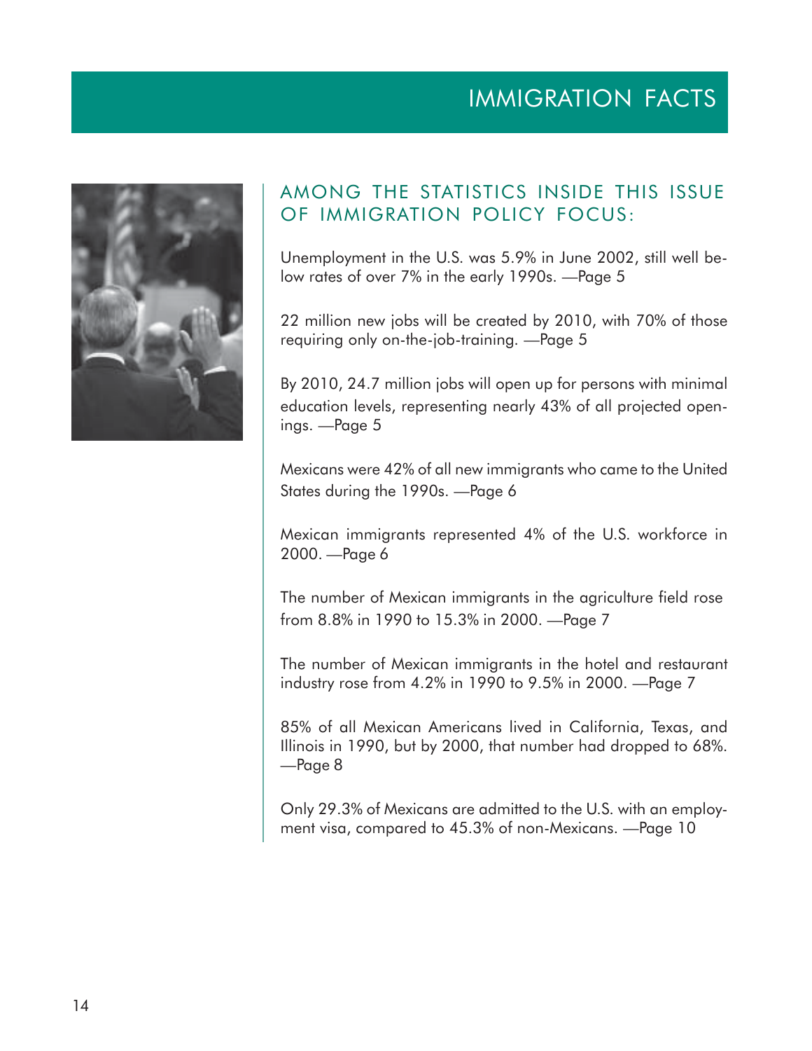# IMMIGRATION FACTS

## AMONG THE STATISTICS INSIDE THIS ISSUE OF IMMIGRATION POLICY FOCUS:

Unemployment in the U.S. was 5.9% in June 2002, still well below rates of over 7% in the early 1990s. —Page 5

22 million new jobs will be created by 2010, with 70% of those requiring only on-the-job-training. —Page 5

By 2010, 24.7 million jobs will open up for persons with minimal education levels, representing nearly 43% of all projected openings. —Page 5

Mexicans were 42% of all new immigrants who came to the United States during the 1990s. —Page 6

Mexican immigrants represented 4% of the U.S. workforce in 2000. —Page 6

The number of Mexican immigrants in the agriculture field rose from 8.8% in 1990 to 15.3% in 2000. —Page 7

The number of Mexican immigrants in the hotel and restaurant industry rose from 4.2% in 1990 to 9.5% in 2000. —Page 7

85% of all Mexican Americans lived in California, Texas, and Illinois in 1990, but by 2000, that number had dropped to 68%. —Page 8

Only 29.3% of Mexicans are admitted to the U.S. with an employment visa, compared to 45.3% of non-Mexicans. —Page 10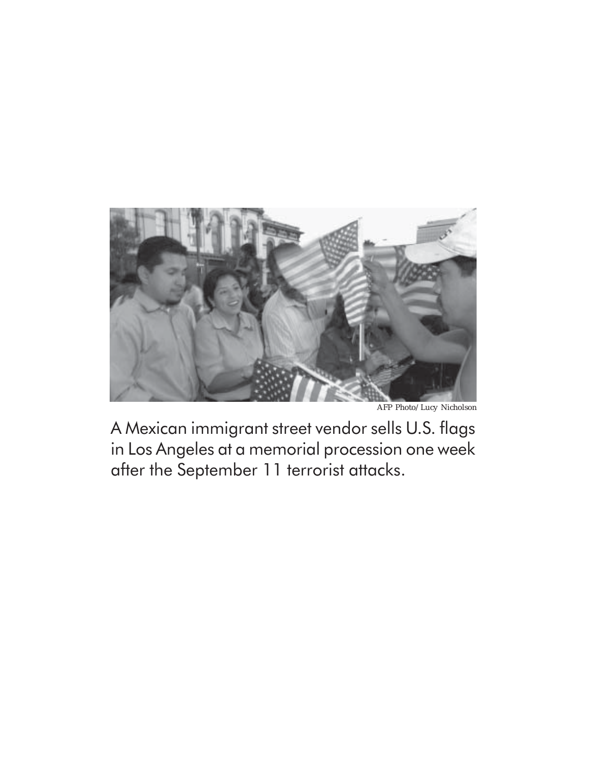AFP Photo/ Lucy Nicholson

A Mexican immigrant street vendor sells U.S. flags in Los Angeles at a memorial procession one week after the September 11 terrorist attacks.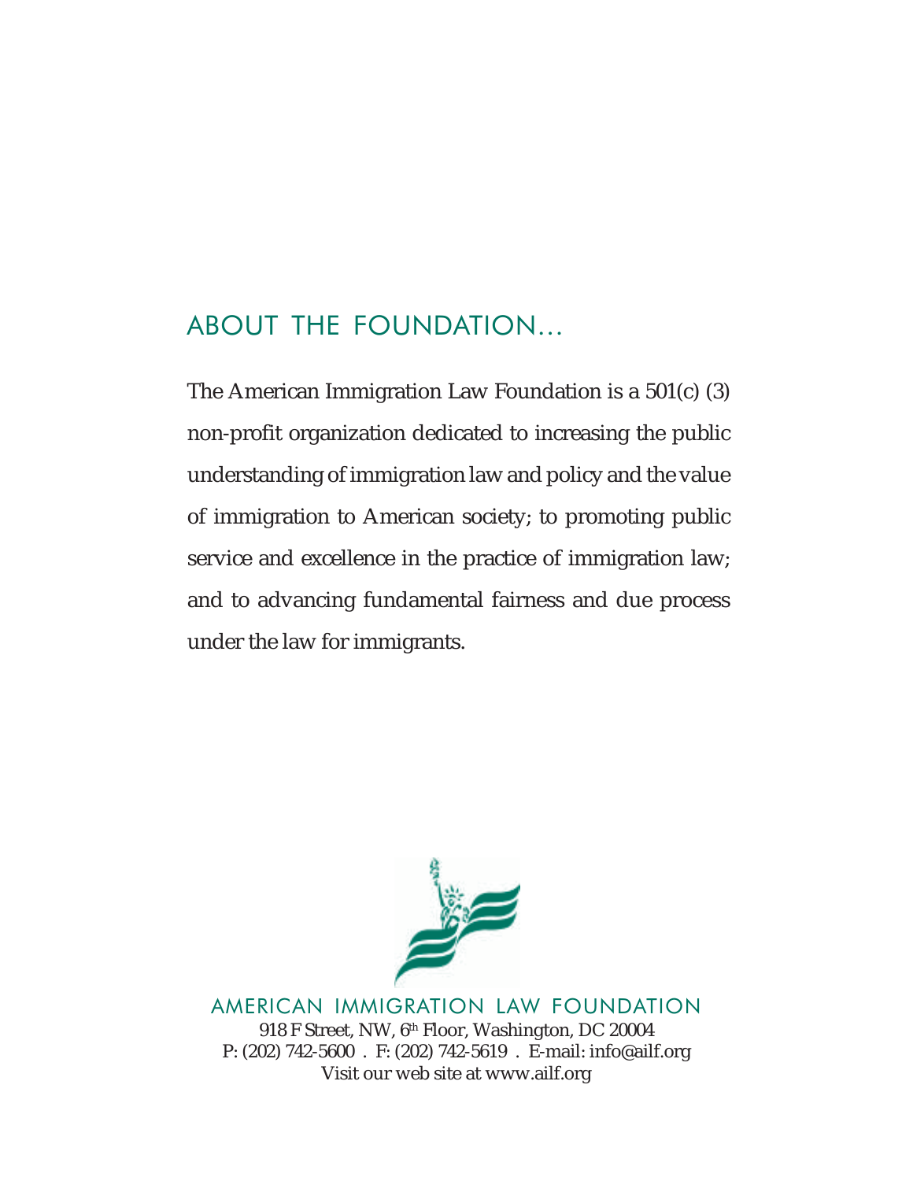## ABOUT THE FOUNDATION...

The American Immigration Law Foundation is a 501(c) (3) non-profit organization dedicated to increasing the public understanding of immigration law and policy and the value of immigration to American society; to promoting public service and excellence in the practice of immigration law; and to advancing fundamental fairness and due process under the law for immigrants.

AMERICAN IMMIGRATION LAW FOUNDATION

918 F Street, NW, 6th Floor, Washington, DC 20004

P: (202) 742-5600 . F: (202) 742-5619 . E-mail: info@ailf.org

Visit our web site at www.ailf.org